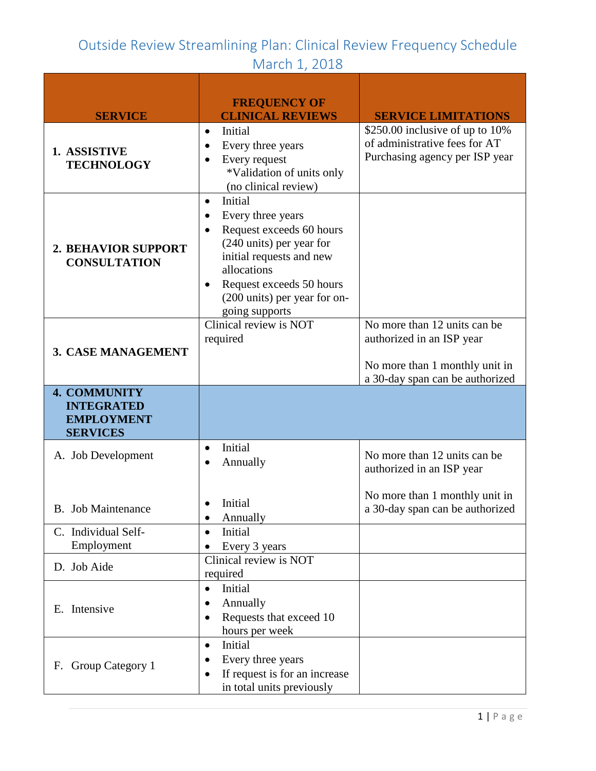# Outside Review Streamlining Plan: Clinical Review Frequency Schedule
## March 1, 2018

| SERVICE | FREQUENCY OF CLINICAL REVIEWS | SERVICE LIMITATIONS |
|---|---|---|
| **1. ASSISTIVE TECHNOLOGY** | • Initial<br>• Every three years<br>• Every request *Validation of units only (no clinical review) | $250.00 inclusive of up to 10% of administrative fees for AT Purchasing agency per ISP year |
| **2. BEHAVIOR SUPPORT CONSULTATION** | • Initial<br>• Every three years<br>• Request exceeds 60 hours (240 units) per year for initial requests and new allocations<br>• Request exceeds 50 hours (200 units) per year for on-going supports | |
| **3. CASE MANAGEMENT** | Clinical review is NOT required | No more than 12 units can be authorized in an ISP year<br><br>No more than 1 monthly unit in a 30-day span can be authorized |
| **4. COMMUNITY INTEGRATED EMPLOYMENT SERVICES** | | |
| A. Job Development | • Initial<br>• Annually | No more than 12 units can be authorized in an ISP year<br><br>No more than 1 monthly unit in a 30-day span can be authorized |
| B. Job Maintenance | • Initial<br>• Annually | |
| C. Individual Self-Employment | • Initial<br>• Every 3 years | |
| D. Job Aide | Clinical review is NOT required | |
| E. Intensive | • Initial<br>• Annually<br>• Requests that exceed 10 hours per week | |
| F. Group Category 1 | • Initial<br>• Every three years<br>• If request is for an increase in total units previously | |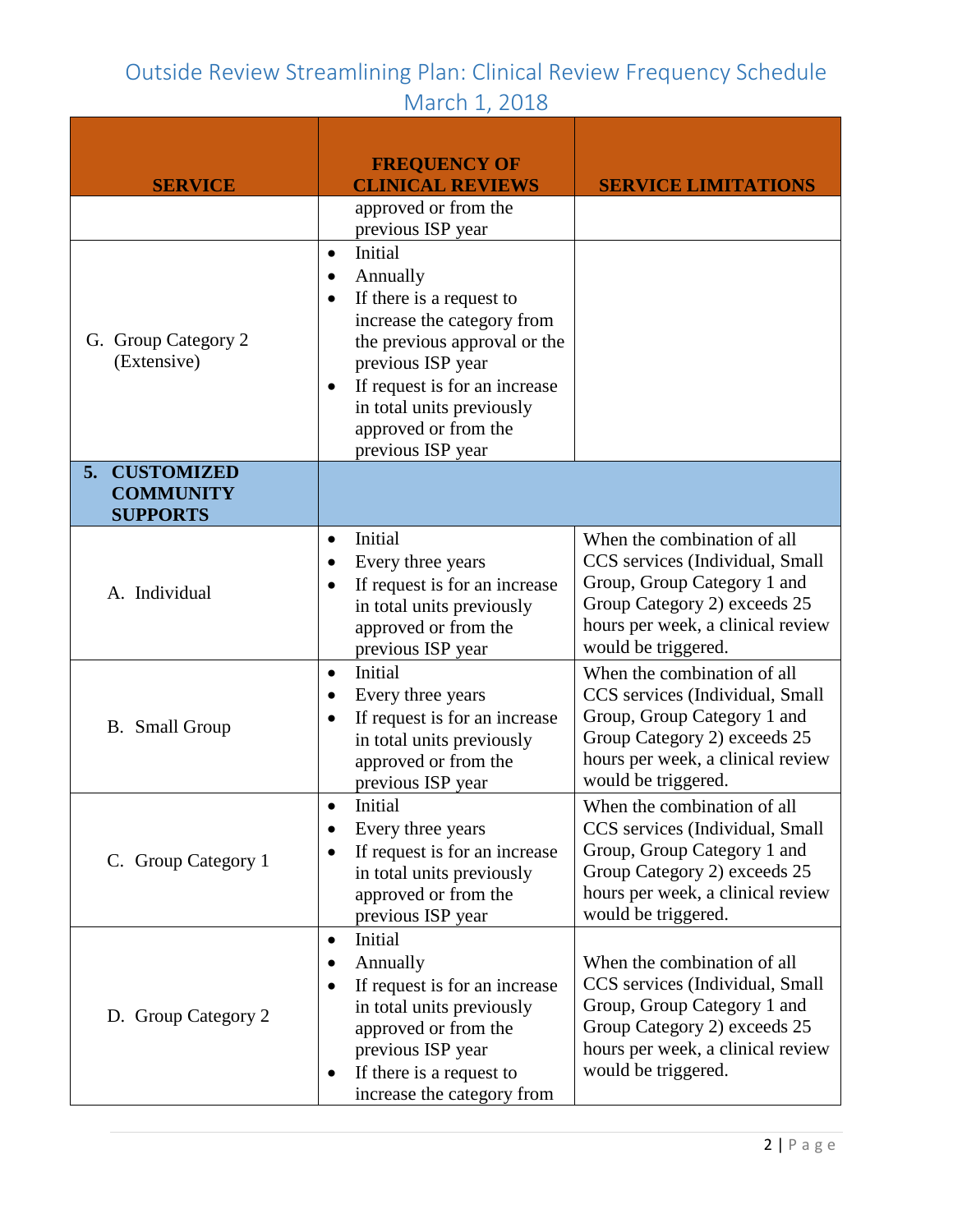# Outside Review Streamlining Plan: Clinical Review Frequency Schedule
## March 1, 2018

| SERVICE | FREQUENCY OF CLINICAL REVIEWS | SERVICE LIMITATIONS |
|---|---|---|
| | approved or from the previous ISP year | |
| G. Group Category 2 (Extensive) | • Initial<br>• Annually<br>• If there is a request to increase the category from the previous approval or the previous ISP year<br>• If request is for an increase in total units previously approved or from the previous ISP year | |
| **5. CUSTOMIZED COMMUNITY SUPPORTS** | | |
| A. Individual | • Initial<br>• Every three years<br>• If request is for an increase in total units previously approved or from the previous ISP year | When the combination of all CCS services (Individual, Small Group, Group Category 1 and Group Category 2) exceeds 25 hours per week, a clinical review would be triggered. |
| B. Small Group | • Initial<br>• Every three years<br>• If request is for an increase in total units previously approved or from the previous ISP year | When the combination of all CCS services (Individual, Small Group, Group Category 1 and Group Category 2) exceeds 25 hours per week, a clinical review would be triggered. |
| C. Group Category 1 | • Initial<br>• Every three years<br>• If request is for an increase in total units previously approved or from the previous ISP year | When the combination of all CCS services (Individual, Small Group, Group Category 1 and Group Category 2) exceeds 25 hours per week, a clinical review would be triggered. |
| D. Group Category 2 | • Initial<br>• Annually<br>• If request is for an increase in total units previously approved or from the previous ISP year<br>• If there is a request to increase the category from | When the combination of all CCS services (Individual, Small Group, Group Category 1 and Group Category 2) exceeds 25 hours per week, a clinical review would be triggered. |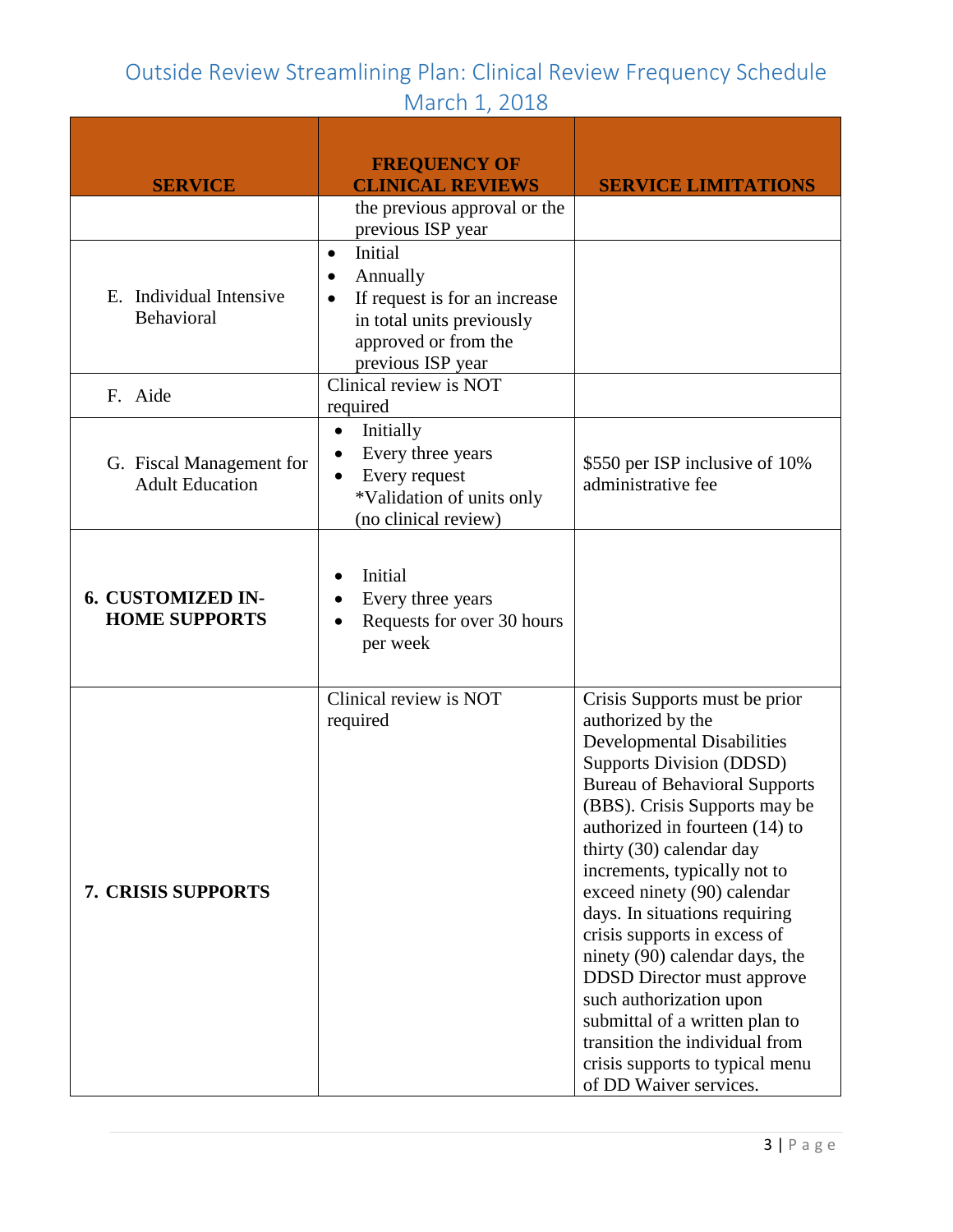# Outside Review Streamlining Plan: Clinical Review Frequency Schedule
## March 1, 2018

| SERVICE | FREQUENCY OF CLINICAL REVIEWS | SERVICE LIMITATIONS |
|---|---|---|
| | the previous approval or the previous ISP year | |
| E. Individual Intensive Behavioral | • Initial<br>• Annually<br>• If request is for an increase in total units previously approved or from the previous ISP year | |
| F. Aide | Clinical review is NOT required | |
| G. Fiscal Management for Adult Education | • Initially<br>• Every three years<br>• Every request<br>*Validation of units only (no clinical review) | $550 per ISP inclusive of 10% administrative fee |
| **6. CUSTOMIZED IN-HOME SUPPORTS** | • Initial<br>• Every three years<br>• Requests for over 30 hours per week | |
| **7. CRISIS SUPPORTS** | Clinical review is NOT required | Crisis Supports must be prior authorized by the Developmental Disabilities Supports Division (DDSD) Bureau of Behavioral Supports (BBS). Crisis Supports may be authorized in fourteen (14) to thirty (30) calendar day increments, typically not to exceed ninety (90) calendar days. In situations requiring crisis supports in excess of ninety (90) calendar days, the DDSD Director must approve such authorization upon submittal of a written plan to transition the individual from crisis supports to typical menu of DD Waiver services. |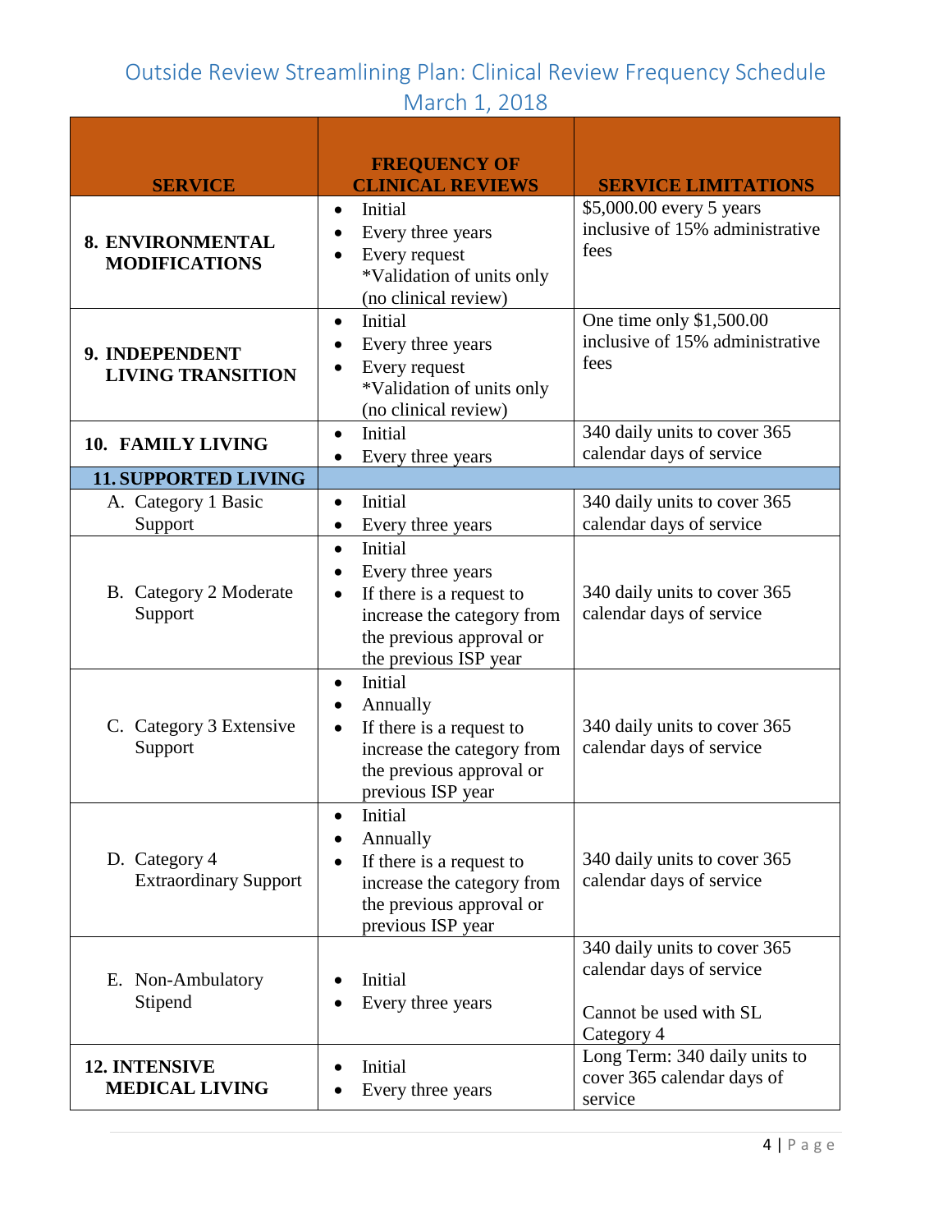# Outside Review Streamlining Plan: Clinical Review Frequency Schedule
## March 1, 2018

| SERVICE | FREQUENCY OF CLINICAL REVIEWS | SERVICE LIMITATIONS |
|---|---|---|
| **8. ENVIRONMENTAL MODIFICATIONS** | • Initial<br>• Every three years<br>• Every request *Validation of units only (no clinical review) | $5,000.00 every 5 years inclusive of 15% administrative fees |
| **9. INDEPENDENT LIVING TRANSITION** | • Initial<br>• Every three years<br>• Every request *Validation of units only (no clinical review) | One time only $1,500.00 inclusive of 15% administrative fees |
| **10. FAMILY LIVING** | • Initial<br>• Every three years | 340 daily units to cover 365 calendar days of service |
| **11. SUPPORTED LIVING** | | |
| A. Category 1 Basic Support | • Initial<br>• Every three years | 340 daily units to cover 365 calendar days of service |
| B. Category 2 Moderate Support | • Initial<br>• Every three years<br>• If there is a request to increase the category from the previous approval or the previous ISP year | 340 daily units to cover 365 calendar days of service |
| C. Category 3 Extensive Support | • Initial<br>• Annually<br>• If there is a request to increase the category from the previous approval or previous ISP year | 340 daily units to cover 365 calendar days of service |
| D. Category 4 Extraordinary Support | • Initial<br>• Annually<br>• If there is a request to increase the category from the previous approval or previous ISP year | 340 daily units to cover 365 calendar days of service |
| E. Non-Ambulatory Stipend | • Initial<br>• Every three years | 340 daily units to cover 365 calendar days of service<br><br>Cannot be used with SL Category 4 |
| **12. INTENSIVE MEDICAL LIVING** | • Initial<br>• Every three years | Long Term: 340 daily units to cover 365 calendar days of service |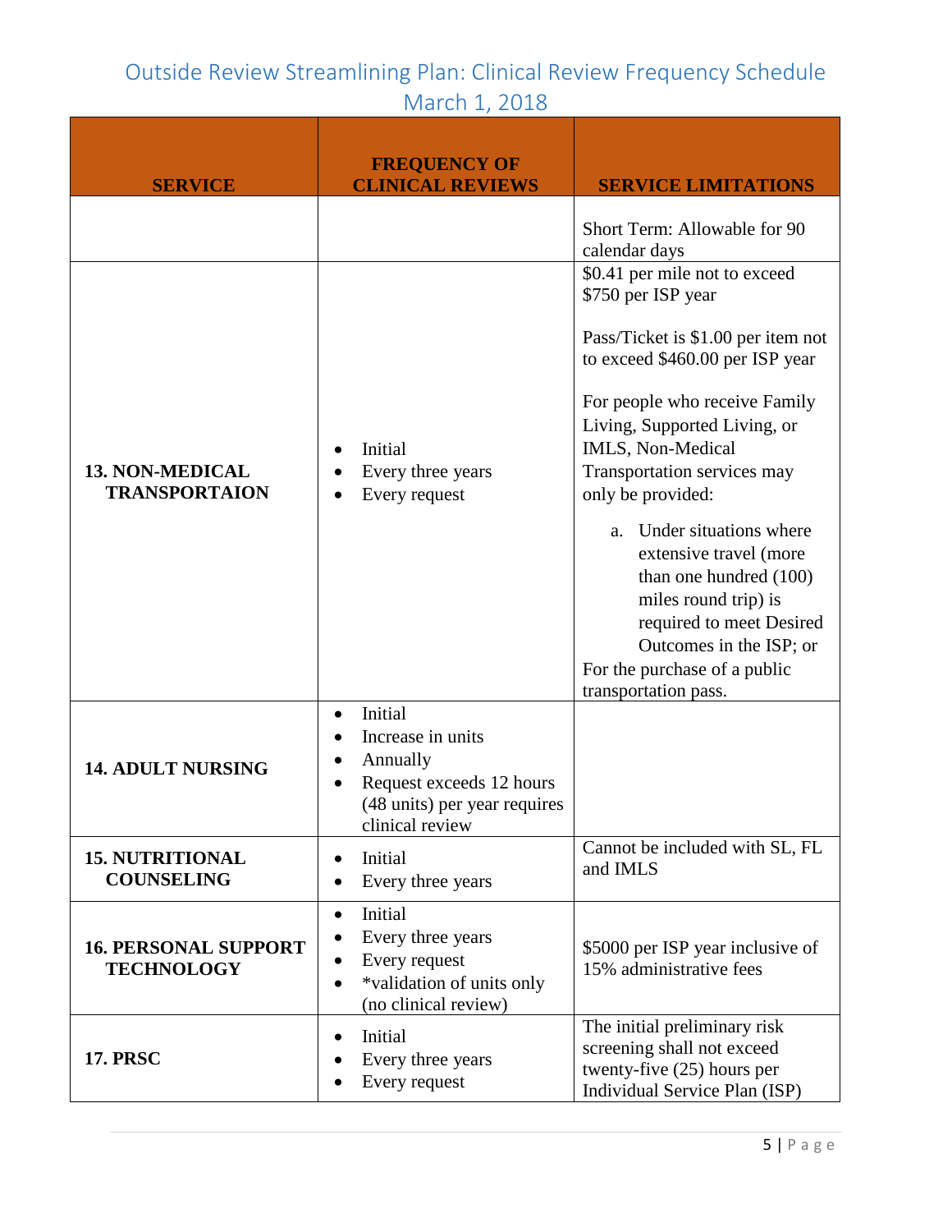# Outside Review Streamlining Plan: Clinical Review Frequency Schedule
## March 1, 2018

| SERVICE | FREQUENCY OF CLINICAL REVIEWS | SERVICE LIMITATIONS |
|---|---|---|
| | | Short Term: Allowable for 90 calendar days |
| **13. NON-MEDICAL TRANSPORTAION** | • Initial<br>• Every three years<br>• Every request | $0.41 per mile not to exceed $750 per ISP year<br><br>Pass/Ticket is $1.00 per item not to exceed $460.00 per ISP year<br><br>For people who receive Family Living, Supported Living, or IMLS, Non-Medical Transportation services may only be provided:<br>a. Under situations where extensive travel (more than one hundred (100) miles round trip) is required to meet Desired Outcomes in the ISP; or<br>For the purchase of a public transportation pass. |
| **14. ADULT NURSING** | • Initial<br>• Increase in units<br>• Annually<br>• Request exceeds 12 hours (48 units) per year requires clinical review | |
| **15. NUTRITIONAL COUNSELING** | • Initial<br>• Every three years | Cannot be included with SL, FL and IMLS |
| **16. PERSONAL SUPPORT TECHNOLOGY** | • Initial<br>• Every three years<br>• Every request<br>• *validation of units only (no clinical review) | $5000 per ISP year inclusive of 15% administrative fees |
| **17. PRSC** | • Initial<br>• Every three years<br>• Every request | The initial preliminary risk screening shall not exceed twenty-five (25) hours per Individual Service Plan (ISP) |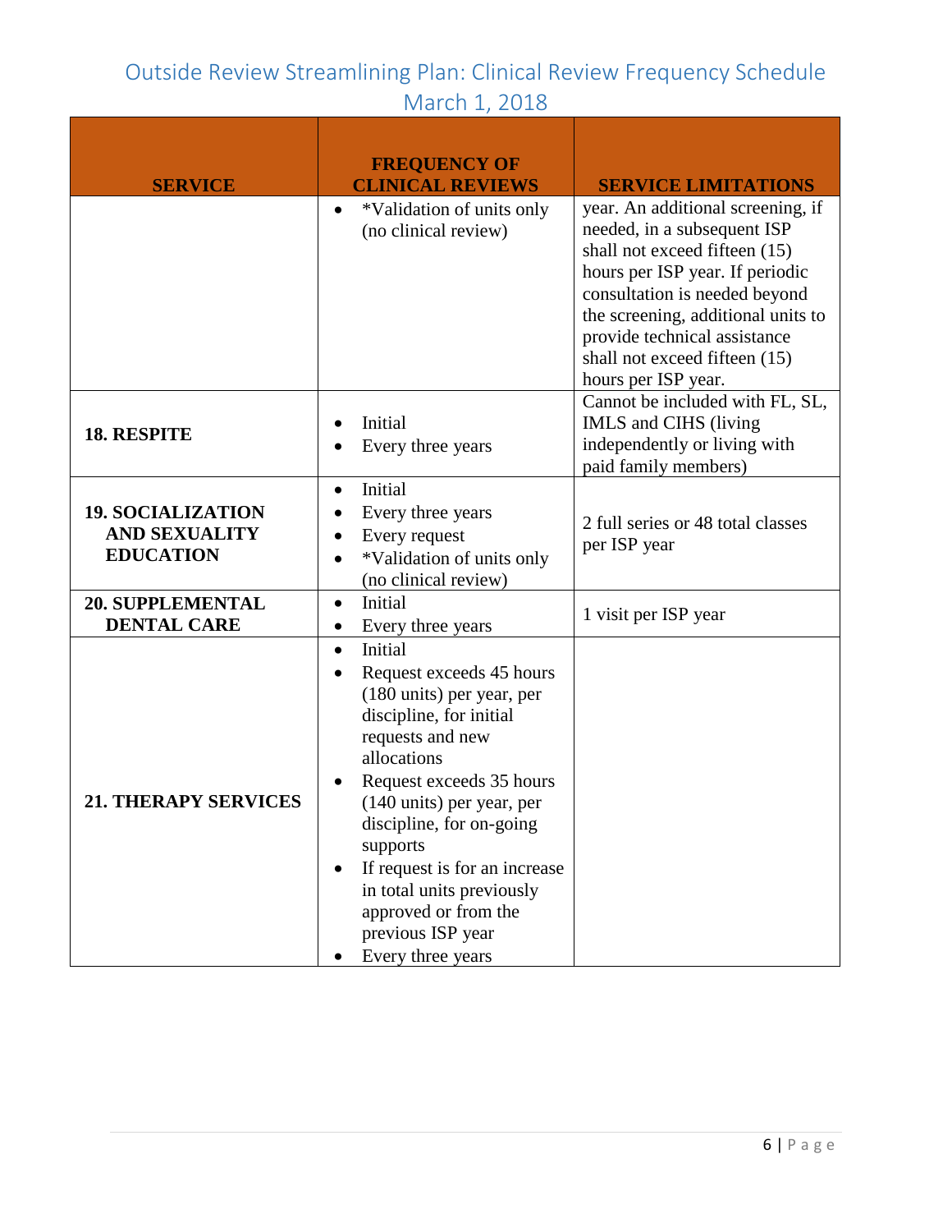# Outside Review Streamlining Plan: Clinical Review Frequency Schedule
March 1, 2018

| SERVICE | FREQUENCY OF CLINICAL REVIEWS | SERVICE LIMITATIONS |
|---|---|---|
| | • *Validation of units only (no clinical review) | year. An additional screening, if needed, in a subsequent ISP shall not exceed fifteen (15) hours per ISP year. If periodic consultation is needed beyond the screening, additional units to provide technical assistance shall not exceed fifteen (15) hours per ISP year. |
| **18. RESPITE** | • Initial<br>• Every three years | Cannot be included with FL, SL, IMLS and CIHS (living independently or living with paid family members) |
| **19. SOCIALIZATION AND SEXUALITY EDUCATION** | • Initial<br>• Every three years<br>• Every request<br>• *Validation of units only (no clinical review) | 2 full series or 48 total classes per ISP year |
| **20. SUPPLEMENTAL DENTAL CARE** | • Initial<br>• Every three years | 1 visit per ISP year |
| **21. THERAPY SERVICES** | • Initial<br>• Request exceeds 45 hours (180 units) per year, per discipline, for initial requests and new allocations<br>• Request exceeds 35 hours (140 units) per year, per discipline, for on-going supports<br>• If request is for an increase in total units previously approved or from the previous ISP year<br>• Every three years | |